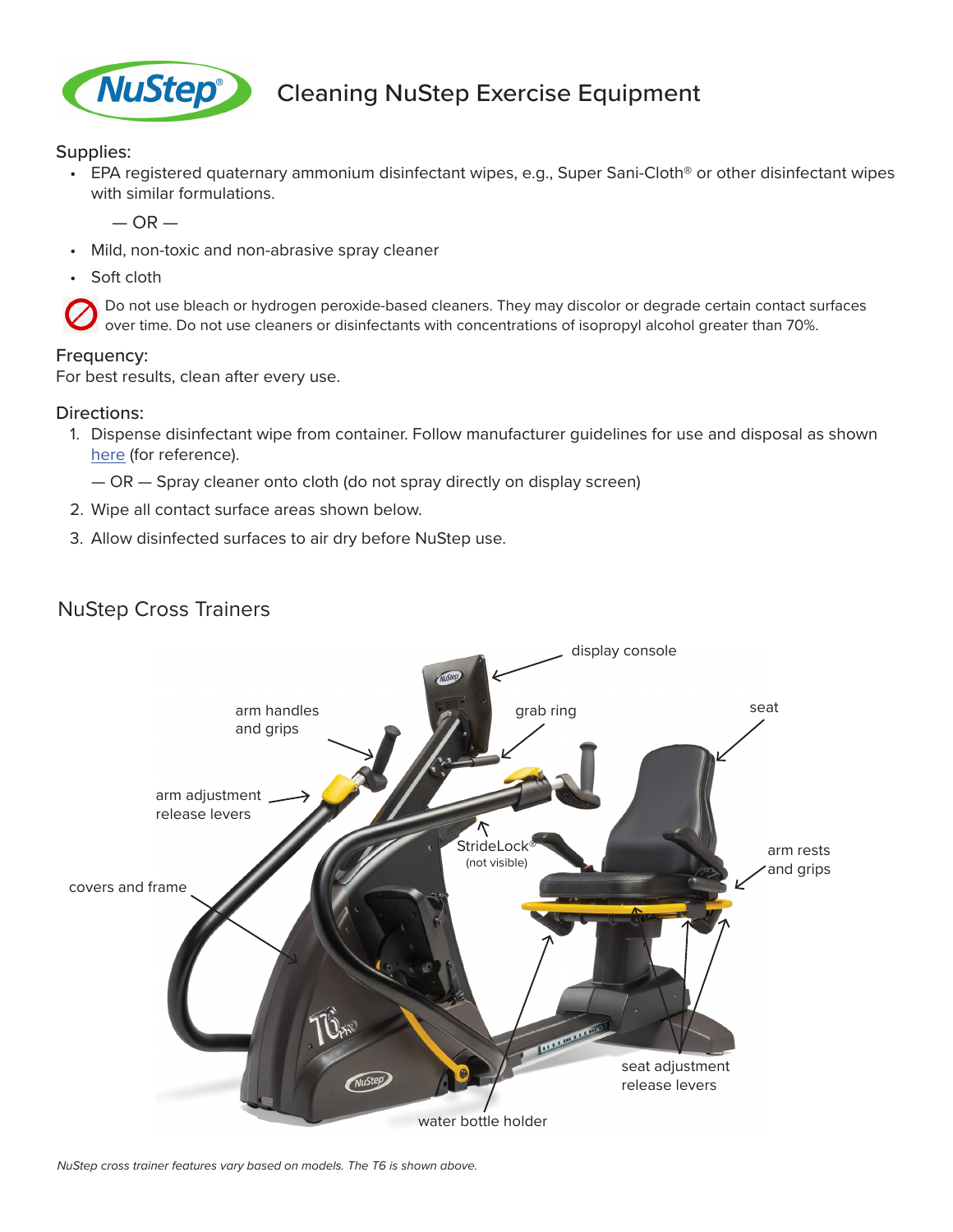# Cleaning NuStep Exercise Equipment

Supplies:

- EPA registered quaternary ammonium disinfectant wipes, e.g., Super Sani-Cloth® or other disinfectant wipes with similar formulations.

  — OR —

- Mild, non-toxic and non-abrasive spray cleaner
- Soft cloth

Do not use bleach or hydrogen peroxide-based cleaners. They may discolor or degrade certain contact surfaces over time. Do not use cleaners or disinfectants with concentrations of isopropyl alcohol greater than 70%.

Frequency:
For best results, clean after every use.

Directions:

1. Dispense disinfectant wipe from container. Follow manufacturer guidelines for use and disposal as shown here (for reference).

   — OR — Spray cleaner onto cloth (do not spray directly on display screen)
2. Wipe all contact surface areas shown below.
3. Allow disinfected surfaces to air dry before NuStep use.

## NuStep Cross Trainers

display console

arm handles and grips

grab ring

seat

arm adjustment release levers

StrideLock® (not visible)

arm rests and grips

covers and frame

seat adjustment release levers

water bottle holder

*NuStep cross trainer features vary based on models. The T6 is shown above.*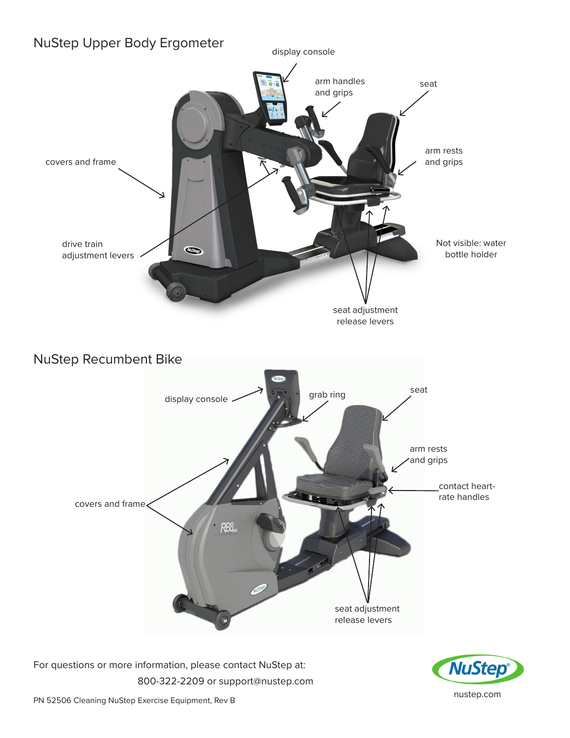## NuStep Upper Body Ergometer

display console

arm handles and grips

seat

covers and frame

arm rests and grips

drive train adjustment levers

Not visible: water bottle holder

seat adjustment release levers

## NuStep Recumbent Bike

display console

grab ring

seat

arm rests and grips

contact heart-rate handles

covers and frame

seat adjustment release levers

For questions or more information, please contact NuStep at:

800-322-2209 or support@nustep.com

nustep.com

PN 52506 Cleaning NuStep Exercise Equipment, Rev B